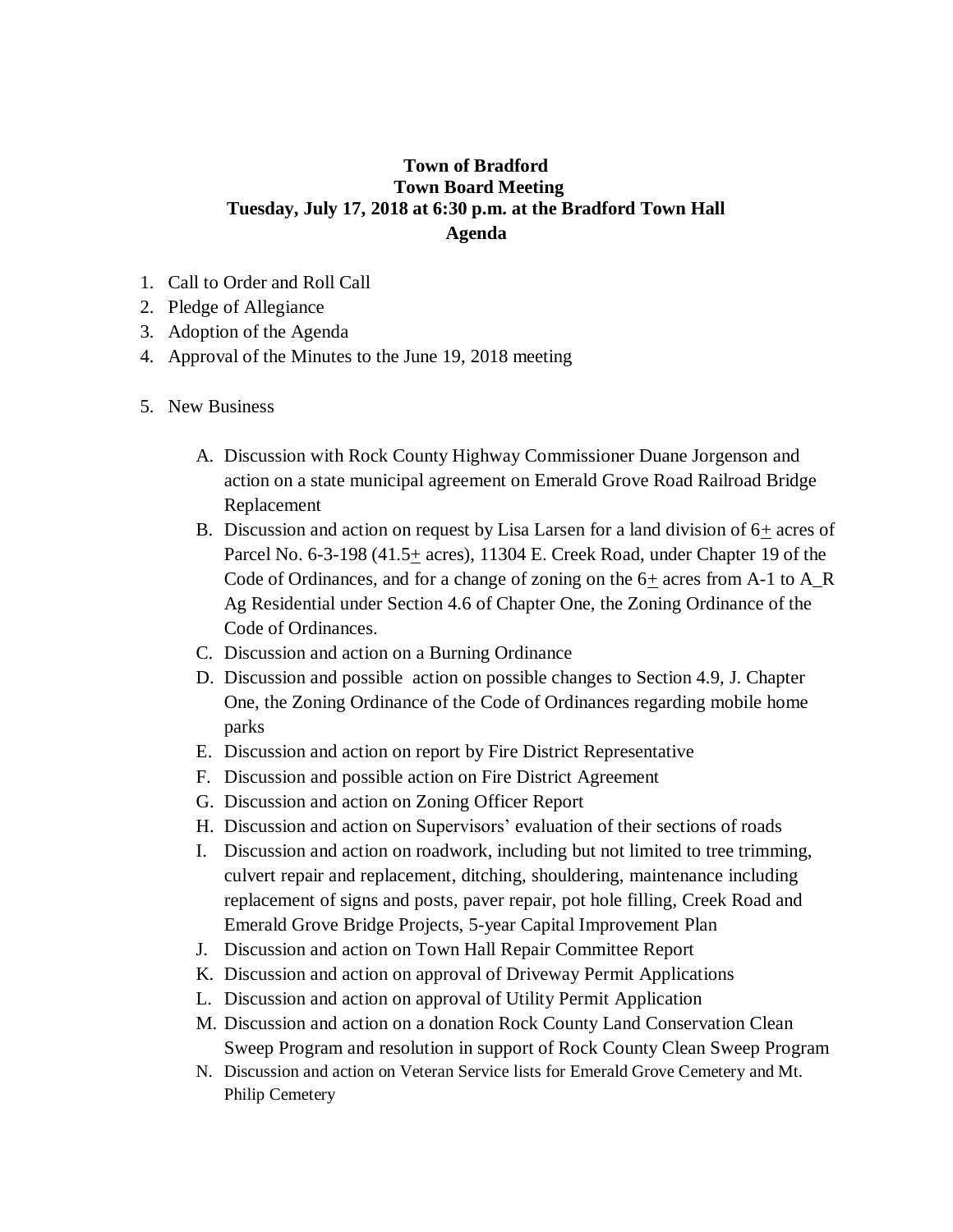**Town of Bradford**
**Town Board Meeting**
**Tuesday, July 17, 2018 at 6:30 p.m. at the Bradford Town Hall**
**Agenda**

1. Call to Order and Roll Call
2. Pledge of Allegiance
3. Adoption of the Agenda
4. Approval of the Minutes to the June 19, 2018 meeting

5. New Business

   A. Discussion with Rock County Highway Commissioner Duane Jorgenson and action on a state municipal agreement on Emerald Grove Road Railroad Bridge Replacement
   B. Discussion and action on request by Lisa Larsen for a land division of 6± acres of Parcel No. 6-3-198 (41.5± acres), 11304 E. Creek Road, under Chapter 19 of the Code of Ordinances, and for a change of zoning on the 6± acres from A-1 to A_R Ag Residential under Section 4.6 of Chapter One, the Zoning Ordinance of the Code of Ordinances.
   C. Discussion and action on a Burning Ordinance
   D. Discussion and possible action on possible changes to Section 4.9, J. Chapter One, the Zoning Ordinance of the Code of Ordinances regarding mobile home parks
   E. Discussion and action on report by Fire District Representative
   F. Discussion and possible action on Fire District Agreement
   G. Discussion and action on Zoning Officer Report
   H. Discussion and action on Supervisors' evaluation of their sections of roads
   I. Discussion and action on roadwork, including but not limited to tree trimming, culvert repair and replacement, ditching, shouldering, maintenance including replacement of signs and posts, paver repair, pot hole filling, Creek Road and Emerald Grove Bridge Projects, 5-year Capital Improvement Plan
   J. Discussion and action on Town Hall Repair Committee Report
   K. Discussion and action on approval of Driveway Permit Applications
   L. Discussion and action on approval of Utility Permit Application
   M. Discussion and action on a donation Rock County Land Conservation Clean Sweep Program and resolution in support of Rock County Clean Sweep Program
   N. Discussion and action on Veteran Service lists for Emerald Grove Cemetery and Mt. Philip Cemetery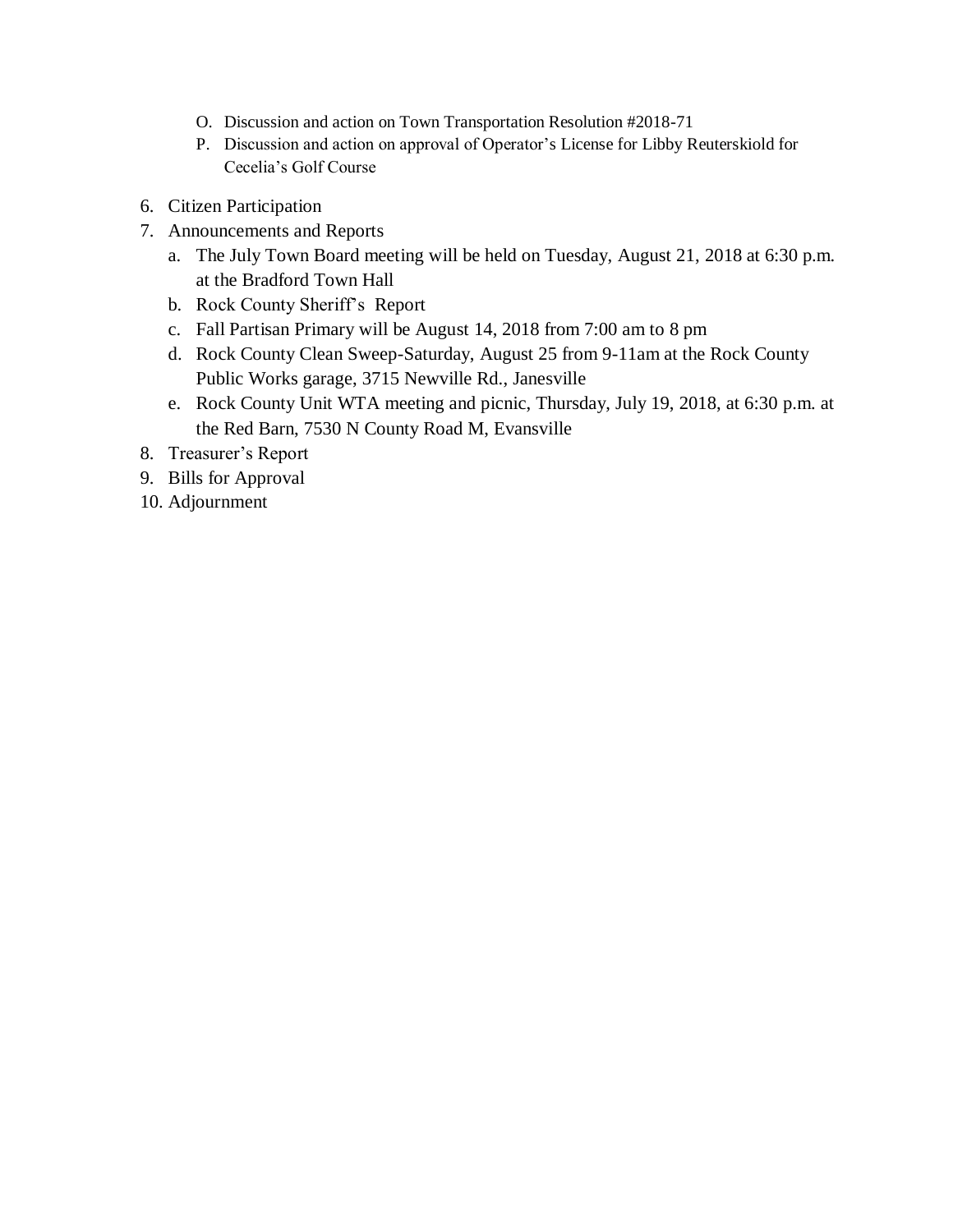O. Discussion and action on Town Transportation Resolution #2018-71

P. Discussion and action on approval of Operator's License for Libby Reuterskiold for Cecelia's Golf Course

6. Citizen Participation
7. Announcements and Reports
   a. The July Town Board meeting will be held on Tuesday, August 21, 2018 at 6:30 p.m. at the Bradford Town Hall
   b. Rock County Sheriff's Report
   c. Fall Partisan Primary will be August 14, 2018 from 7:00 am to 8 pm
   d. Rock County Clean Sweep-Saturday, August 25 from 9-11am at the Rock County Public Works garage, 3715 Newville Rd., Janesville
   e. Rock County Unit WTA meeting and picnic, Thursday, July 19, 2018, at 6:30 p.m. at the Red Barn, 7530 N County Road M, Evansville
8. Treasurer's Report
9. Bills for Approval
10. Adjournment